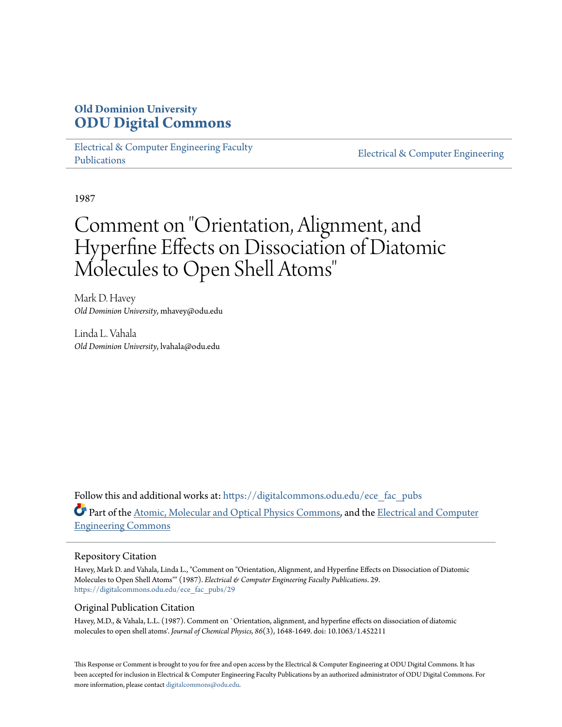**Old Dominion University**
**ODU Digital Commons**

Electrical & Computer Engineering Faculty Publications | Electrical & Computer Engineering

1987

# Comment on "Orientation, Alignment, and Hyperfine Effects on Dissociation of Diatomic Molecules to Open Shell Atoms"

Mark D. Havey
*Old Dominion University*, mhavey@odu.edu

Linda L. Vahala
*Old Dominion University*, lvahala@odu.edu

Follow this and additional works at: https://digitalcommons.odu.edu/ece_fac_pubs

Part of the Atomic, Molecular and Optical Physics Commons, and the Electrical and Computer Engineering Commons

## Repository Citation

Havey, Mark D. and Vahala, Linda L., "Comment on "Orientation, Alignment, and Hyperfine Effects on Dissociation of Diatomic Molecules to Open Shell Atoms"" (1987). *Electrical & Computer Engineering Faculty Publications*. 29.
https://digitalcommons.odu.edu/ece_fac_pubs/29

## Original Publication Citation

Havey, M.D., & Vahala, L.L. (1987). Comment on `Orientation, alignment, and hyperfine effects on dissociation of diatomic molecules to open shell atoms'. *Journal of Chemical Physics, 86*(3), 1648-1649. doi: 10.1063/1.452211

This Response or Comment is brought to you for free and open access by the Electrical & Computer Engineering at ODU Digital Commons. It has been accepted for inclusion in Electrical & Computer Engineering Faculty Publications by an authorized administrator of ODU Digital Commons. For more information, please contact digitalcommons@odu.edu.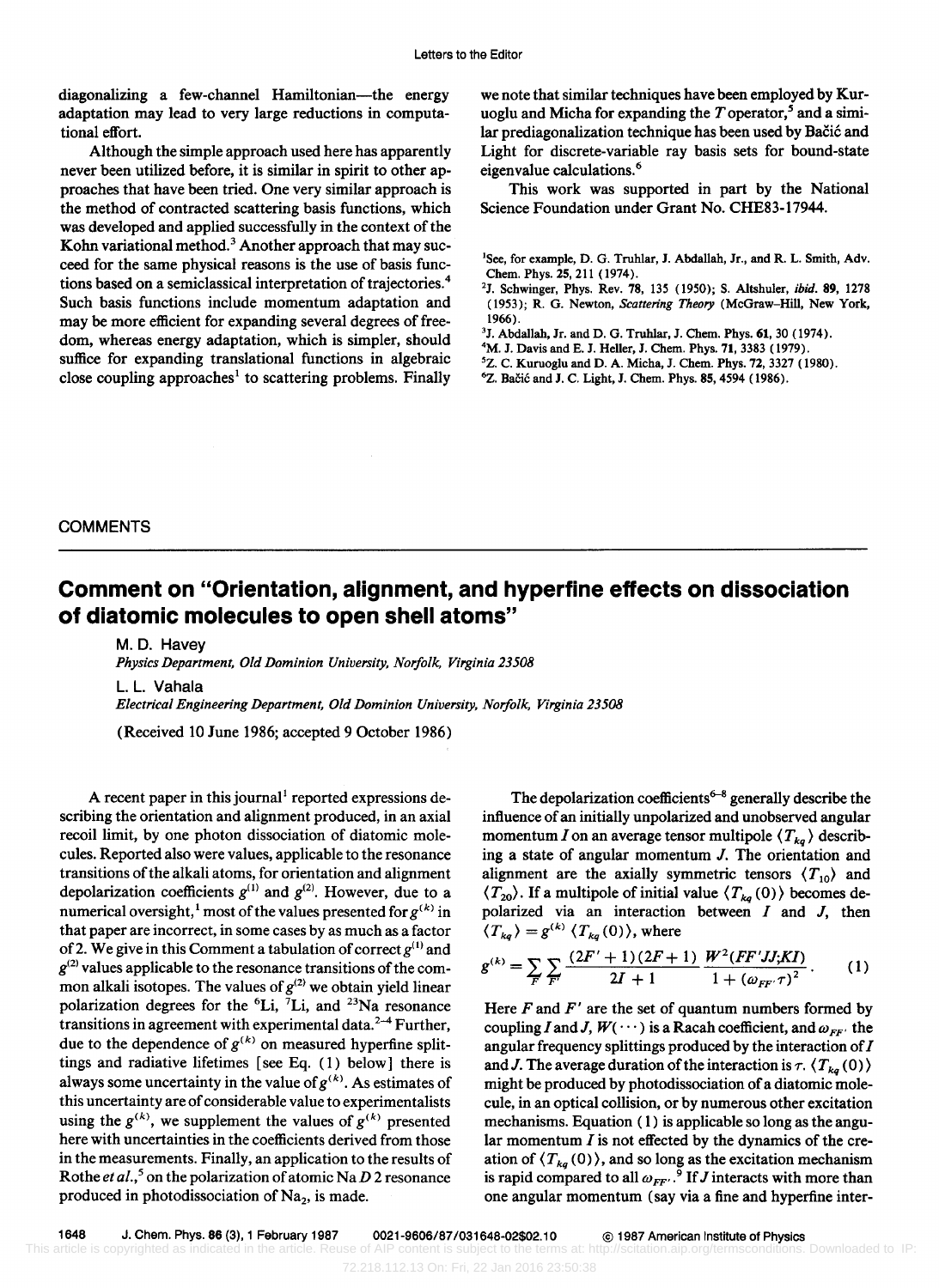diagonalizing a few-channel Hamiltonian—the energy adaptation may lead to very large reductions in computational effort.

Although the simple approach used here has apparently never been utilized before, it is similar in spirit to other approaches that have been tried. One very similar approach is the method of contracted scattering basis functions, which was developed and applied successfully in the context of the Kohn variational method.[3] Another approach that may succeed for the same physical reasons is the use of basis functions based on a semiclassical interpretation of trajectories.[4] Such basis functions include momentum adaptation and may be more efficient for expanding several degrees of freedom, whereas energy adaptation, which is simpler, should suffice for expanding translational functions in algebraic close coupling approaches[1] to scattering problems. Finally we note that similar techniques have been employed by Kuruoglu and Micha for expanding the $T$ operator,[5] and a similar prediagonalization technique has been used by Bačić and Light for discrete-variable ray basis sets for bound-state eigenvalue calculations.[6]

This work was supported in part by the National Science Foundation under Grant No. CHE83-17944.

[1] See, for example, D. G. Truhlar, J. Abdallah, Jr., and R. L. Smith, Adv. Chem. Phys. **25**, 211 (1974).

[2] J. Schwinger, Phys. Rev. **78**, 135 (1950); S. Altshuler, *ibid.* **89**, 1278 (1953); R. G. Newton, *Scattering Theory* (McGraw–Hill, New York, 1966).

[3] J. Abdallah, Jr. and D. G. Truhlar, J. Chem. Phys. **61**, 30 (1974).

[4] M. J. Davis and E. J. Heller, J. Chem. Phys. **71**, 3383 (1979).

[5] Z. C. Kuruoglu and D. A. Micha, J. Chem. Phys. **72**, 3327 (1980).

[6] Z. Bačić and J. C. Light, J. Chem. Phys. **85**, 4594 (1986).

## COMMENTS

# Comment on "Orientation, alignment, and hyperfine effects on dissociation of diatomic molecules to open shell atoms"

M. D. Havey
*Physics Department, Old Dominion University, Norfolk, Virginia 23508*

L. L. Vahala
*Electrical Engineering Department, Old Dominion University, Norfolk, Virginia 23508*

(Received 10 June 1986; accepted 9 October 1986)

A recent paper in this journal[1] reported expressions describing the orientation and alignment produced, in an axial recoil limit, by one photon dissociation of diatomic molecules. Reported also were values, applicable to the resonance transitions of the alkali atoms, for orientation and alignment depolarization coefficients $g^{(1)}$ and $g^{(2)}$. However, due to a numerical oversight,[1] most of the values presented for $g^{(k)}$ in that paper are incorrect, in some cases by as much as a factor of 2. We give in this Comment a tabulation of correct $g^{(1)}$ and $g^{(2)}$ values applicable to the resonance transitions of the common alkali isotopes. The values of $g^{(2)}$ we obtain yield linear polarization degrees for the $^6$Li, $^7$Li, and $^{23}$Na resonance transitions in agreement with experimental data.[2–4] Further, due to the dependence of $g^{(k)}$ on measured hyperfine splittings and radiative lifetimes [see Eq. (1) below] there is always some uncertainty in the value of $g^{(k)}$. As estimates of this uncertainty are of considerable value to experimentalists using the $g^{(k)}$, we supplement the values of $g^{(k)}$ presented here with uncertainties in the coefficients derived from those in the measurements. Finally, an application to the results of Rothe *et al.*,[5] on the polarization of atomic Na $D$ 2 resonance produced in photodissociation of $Na_2$, is made.

The depolarization coefficients[6–8] generally describe the influence of an initially unpolarized and unobserved angular momentum $I$ on an average tensor multipole $\langle T_{kq} \rangle$ describing a state of angular momentum $J$. The orientation and alignment are the axially symmetric tensors $\langle T_{10} \rangle$ and $\langle T_{20} \rangle$. If a multipole of initial value $\langle T_{kq}(0) \rangle$ becomes depolarized via an interaction between $I$ and $J$, then $\langle T_{kq} \rangle = g^{(k)} \langle T_{kq}(0) \rangle$, where

$$g^{(k)} = \sum_{F} \sum_{F'} \frac{(2F'+1)(2F+1)}{2I+1} \frac{W^2(FF'JJ;KI)}{1+(\omega_{FF'}\tau)^2}. \qquad (1)$$

Here $F$ and $F'$ are the set of quantum numbers formed by coupling $I$ and $J$, $W(\cdots)$ is a Racah coefficient, and $\omega_{FF'}$ the angular frequency splittings produced by the interaction of $I$ and $J$. The average duration of the interaction is $\tau$. $\langle T_{kq}(0) \rangle$ might be produced by photodissociation of a diatomic molecule, in an optical collision, or by numerous other excitation mechanisms. Equation (1) is applicable so long as the angular momentum $I$ is not effected by the dynamics of the creation of $\langle T_{kq}(0) \rangle$, and so long as the excitation mechanism is rapid compared to all $\omega_{FF'}$.[9] If $J$ interacts with more than one angular momentum (say via a fine and hyperfine inter-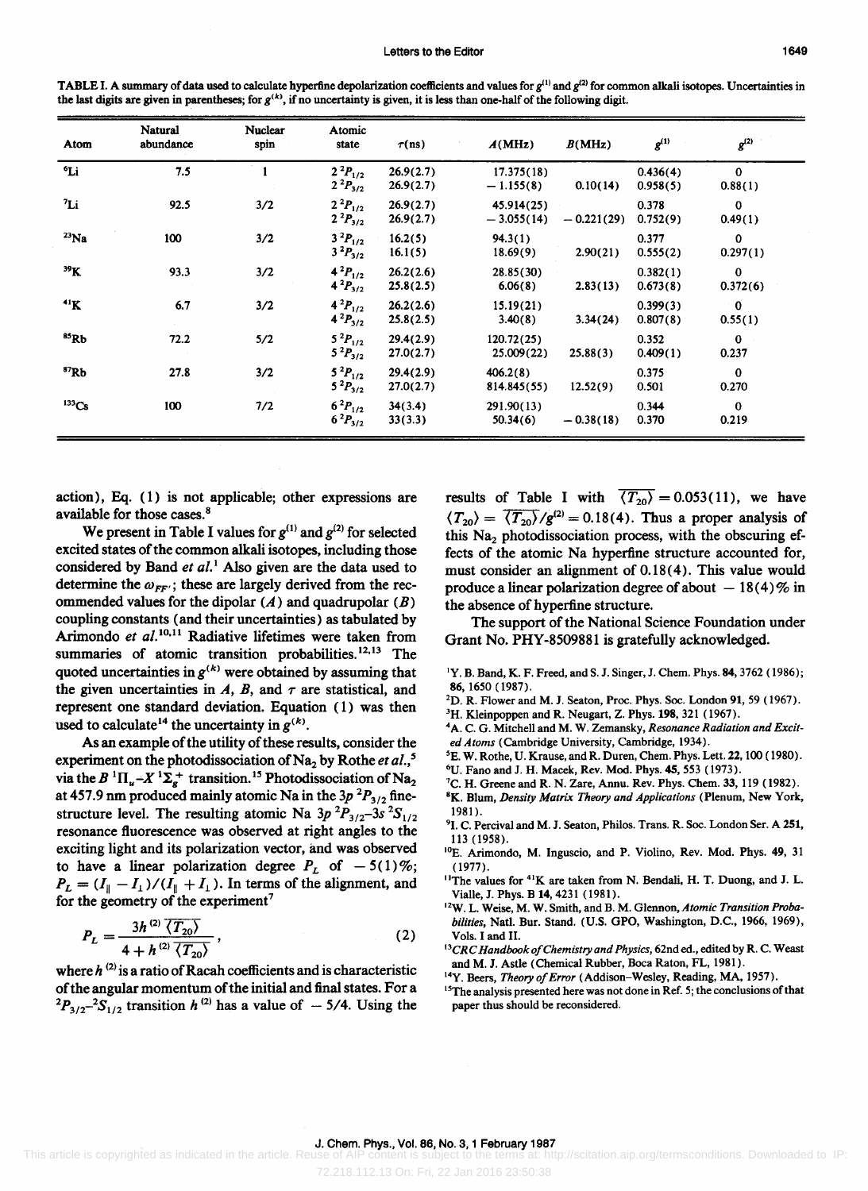TABLE I. A summary of data used to calculate hyperfine depolarization coefficients and values for $g^{(1)}$ and $g^{(2)}$ for common alkali isotopes. Uncertainties in the last digits are given in parentheses; for $g^{(k)}$, if no uncertainty is given, it is less than one-half of the following digit.

| Atom | Natural abundance | Nuclear spin | Atomic state | $\tau$(ns) | $A$(MHz) | $B$(MHz) | $g^{(1)}$ | $g^{(2)}$ |
|---|---|---|---|---|---|---|---|---|
| $^6$Li | 7.5 | 1 | $2\,^2P_{1/2}$ | 26.9(2.7) | 17.375(18) | | 0.436(4) | 0 |
| | | | $2\,^2P_{3/2}$ | 26.9(2.7) | − 1.155(8) | 0.10(14) | 0.958(5) | 0.88(1) |
| $^7$Li | 92.5 | 3/2 | $2\,^2P_{1/2}$ | 26.9(2.7) | 45.914(25) | | 0.378 | 0 |
| | | | $2\,^2P_{3/2}$ | 26.9(2.7) | − 3.055(14) | − 0.221(29) | 0.752(9) | 0.49(1) |
| $^{23}$Na | 100 | 3/2 | $3\,^2P_{1/2}$ | 16.2(5) | 94.3(1) | | 0.377 | 0 |
| | | | $3\,^2P_{3/2}$ | 16.1(5) | 18.69(9) | 2.90(21) | 0.555(2) | 0.297(1) |
| $^{39}$K | 93.3 | 3/2 | $4\,^2P_{1/2}$ | 26.2(2.6) | 28.85(30) | | 0.382(1) | 0 |
| | | | $4\,^2P_{3/2}$ | 25.8(2.5) | 6.06(8) | 2.83(13) | 0.673(8) | 0.372(6) |
| $^{41}$K | 6.7 | 3/2 | $4\,^2P_{1/2}$ | 26.2(2.6) | 15.19(21) | | 0.399(3) | 0 |
| | | | $4\,^2P_{3/2}$ | 25.8(2.5) | 3.40(8) | 3.34(24) | 0.807(8) | 0.55(1) |
| $^{85}$Rb | 72.2 | 5/2 | $5\,^2P_{1/2}$ | 29.4(2.9) | 120.72(25) | | 0.352 | 0 |
| | | | $5\,^2P_{3/2}$ | 27.0(2.7) | 25.009(22) | 25.88(3) | 0.409(1) | 0.237 |
| $^{87}$Rb | 27.8 | 3/2 | $5\,^2P_{1/2}$ | 29.4(2.9) | 406.2(8) | | 0.375 | 0 |
| | | | $5\,^2P_{3/2}$ | 27.0(2.7) | 814.845(55) | 12.52(9) | 0.501 | 0.270 |
| $^{133}$Cs | 100 | 7/2 | $6\,^2P_{1/2}$ | 34(3.4) | 291.90(13) | | 0.344 | 0 |
| | | | $6\,^2P_{3/2}$ | 33(3.3) | 50.34(6) | − 0.38(18) | 0.370 | 0.219 |

action), Eq. (1) is not applicable; other expressions are available for those cases.[8]

We present in Table I values for $g^{(1)}$ and $g^{(2)}$ for selected excited states of the common alkali isotopes, including those considered by Band *et al.*[1] Also given are the data used to determine the $\omega_{FF'}$; these are largely derived from the recommended values for the dipolar ($A$) and quadrupolar ($B$) coupling constants (and their uncertainties) as tabulated by Arimondo *et al.*[10,11] Radiative lifetimes were taken from summaries of atomic transition probabilities.[12,13] The quoted uncertainties in $g^{(k)}$ were obtained by assuming that the given uncertainties in $A$, $B$, and $\tau$ are statistical, and represent one standard deviation. Equation (1) was then used to calculate[14] the uncertainty in $g^{(k)}$.

As an example of the utility of these results, consider the experiment on the photodissociation of $Na_2$ by Rothe *et al.*,[5] via the $B\,^1\Pi_u$–$X\,^1\Sigma_g^+$ transition.[15] Photodissociation of $Na_2$ at 457.9 nm produced mainly atomic Na in the $3p\,^2P_{3/2}$ fine-structure level. The resulting atomic Na $3p\,^2P_{3/2}$–$3s\,^2S_{1/2}$ resonance fluorescence was observed at right angles to the exciting light and its polarization vector, and was observed to have a linear polarization degree $P_L$ of $-5(1)\%$; $P_L = (I_\parallel - I_\perp)/(I_\parallel + I_\perp)$. In terms of the alignment, and for the geometry of the experiment[7]

$$P_L = \frac{3h^{(2)}\,\overline{\langle T_{20}\rangle}}{4 + h^{(2)}\,\overline{\langle T_{20}\rangle}}, \tag{2}$$

where $h^{(2)}$ is a ratio of Racah coefficients and is characteristic of the angular momentum of the initial and final states. For a $^2P_{3/2}$–$^2S_{1/2}$ transition $h^{(2)}$ has a value of $-5/4$. Using the results of Table I with $\overline{\langle T_{20}\rangle} = 0.053(11)$, we have $\langle T_{20}\rangle = \overline{\langle T_{20}\rangle}/g^{(2)} = 0.18(4)$. Thus a proper analysis of this $Na_2$ photodissociation process, with the obscuring effects of the atomic Na hyperfine structure accounted for, must consider an alignment of 0.18(4). This value would produce a linear polarization degree of about $-18(4)\%$ in the absence of hyperfine structure.

The support of the National Science Foundation under Grant No. PHY-8509881 is gratefully acknowledged.

[1] Y. B. Band, K. F. Freed, and S. J. Singer, J. Chem. Phys. **84**, 3762 (1986); **86**, 1650 (1987).

[2] D. R. Flower and M. J. Seaton, Proc. Phys. Soc. London **91**, 59 (1967).

[3] H. Kleinpoppen and R. Neugart, Z. Phys. **198**, 321 (1967).

[4] A. C. G. Mitchell and M. W. Zemansky, *Resonance Radiation and Excited Atoms* (Cambridge University, Cambridge, 1934).

[5] E. W. Rothe, U. Krause, and R. Duren, Chem. Phys. Lett. **22**, 100 (1980).

[6] U. Fano and J. H. Macek, Rev. Mod. Phys. **45**, 553 (1973).

[7] C. H. Greene and R. N. Zare, Annu. Rev. Phys. Chem. **33**, 119 (1982).

[8] K. Blum, *Density Matrix Theory and Applications* (Plenum, New York, 1981).

[9] I. C. Percival and M. J. Seaton, Philos. Trans. R. Soc. London Ser. A **251**, 113 (1958).

[10] E. Arimondo, M. Inguscio, and P. Violino, Rev. Mod. Phys. **49**, 31 (1977).

[11] The values for $^{41}$K are taken from N. Bendali, H. T. Duong, and J. L. Vialle, J. Phys. B **14**, 4231 (1981).

[12] W. L. Weise, M. W. Smith, and B. M. Glennon, *Atomic Transition Probabilities*, Natl. Bur. Stand. (U.S. GPO, Washington, D.C., 1966, 1969), Vols. I and II.

[13] *CRC Handbook of Chemistry and Physics*, 62nd ed., edited by R. C. Weast and M. J. Astle (Chemical Rubber, Boca Raton, FL, 1981).

[14] Y. Beers, *Theory of Error* (Addison–Wesley, Reading, MA, 1957).

[15] The analysis presented here was not done in Ref. 5; the conclusions of that paper thus should be reconsidered.